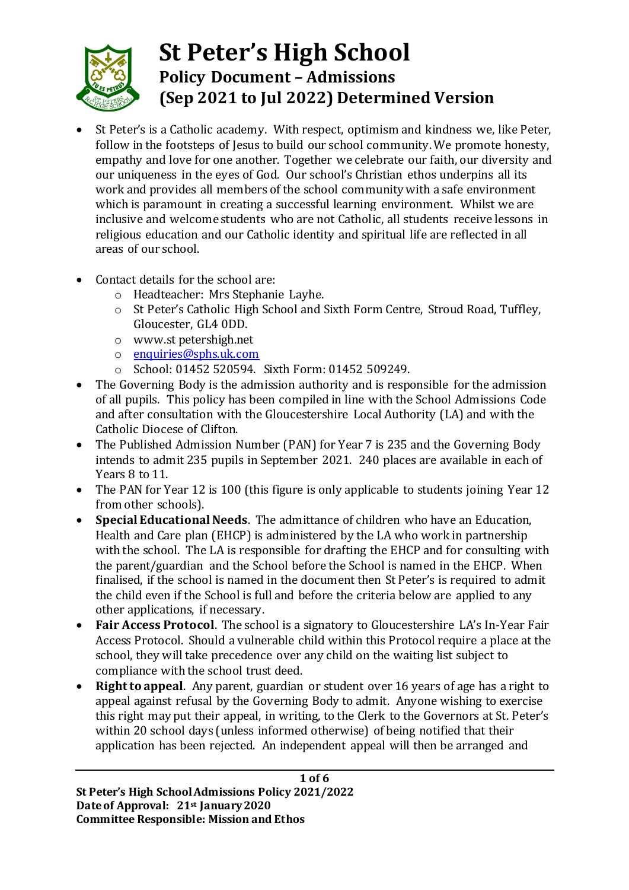# St Peter's High School

## Policy Document – Admissions

## (Sep 2021 to Jul 2022) Determined Version

- St Peter's is a Catholic academy. With respect, optimism and kindness we, like Peter, follow in the footsteps of Jesus to build our school community. We promote honesty, empathy and love for one another. Together we celebrate our faith, our diversity and our uniqueness in the eyes of God. Our school's Christian ethos underpins all its work and provides all members of the school community with a safe environment which is paramount in creating a successful learning environment. Whilst we are inclusive and welcome students who are not Catholic, all students receive lessons in religious education and our Catholic identity and spiritual life are reflected in all areas of our school.

- Contact details for the school are:
  - Headteacher: Mrs Stephanie Layhe.
  - St Peter's Catholic High School and Sixth Form Centre, Stroud Road, Tuffley, Gloucester, GL4 0DD.
  - www.st petershigh.net
  - enquiries@sphs.uk.com
  - School: 01452 520594. Sixth Form: 01452 509249.
- The Governing Body is the admission authority and is responsible for the admission of all pupils. This policy has been compiled in line with the School Admissions Code and after consultation with the Gloucestershire Local Authority (LA) and with the Catholic Diocese of Clifton.
- The Published Admission Number (PAN) for Year 7 is 235 and the Governing Body intends to admit 235 pupils in September 2021. 240 places are available in each of Years 8 to 11.
- The PAN for Year 12 is 100 (this figure is only applicable to students joining Year 12 from other schools).
- **Special Educational Needs**. The admittance of children who have an Education, Health and Care plan (EHCP) is administered by the LA who work in partnership with the school. The LA is responsible for drafting the EHCP and for consulting with the parent/guardian and the School before the School is named in the EHCP. When finalised, if the school is named in the document then St Peter's is required to admit the child even if the School is full and before the criteria below are applied to any other applications, if necessary.
- **Fair Access Protocol**. The school is a signatory to Gloucestershire LA's In-Year Fair Access Protocol. Should a vulnerable child within this Protocol require a place at the school, they will take precedence over any child on the waiting list subject to compliance with the school trust deed.
- **Right to appeal**. Any parent, guardian or student over 16 years of age has a right to appeal against refusal by the Governing Body to admit. Anyone wishing to exercise this right may put their appeal, in writing, to the Clerk to the Governors at St. Peter's within 20 school days (unless informed otherwise) of being notified that their application has been rejected. An independent appeal will then be arranged and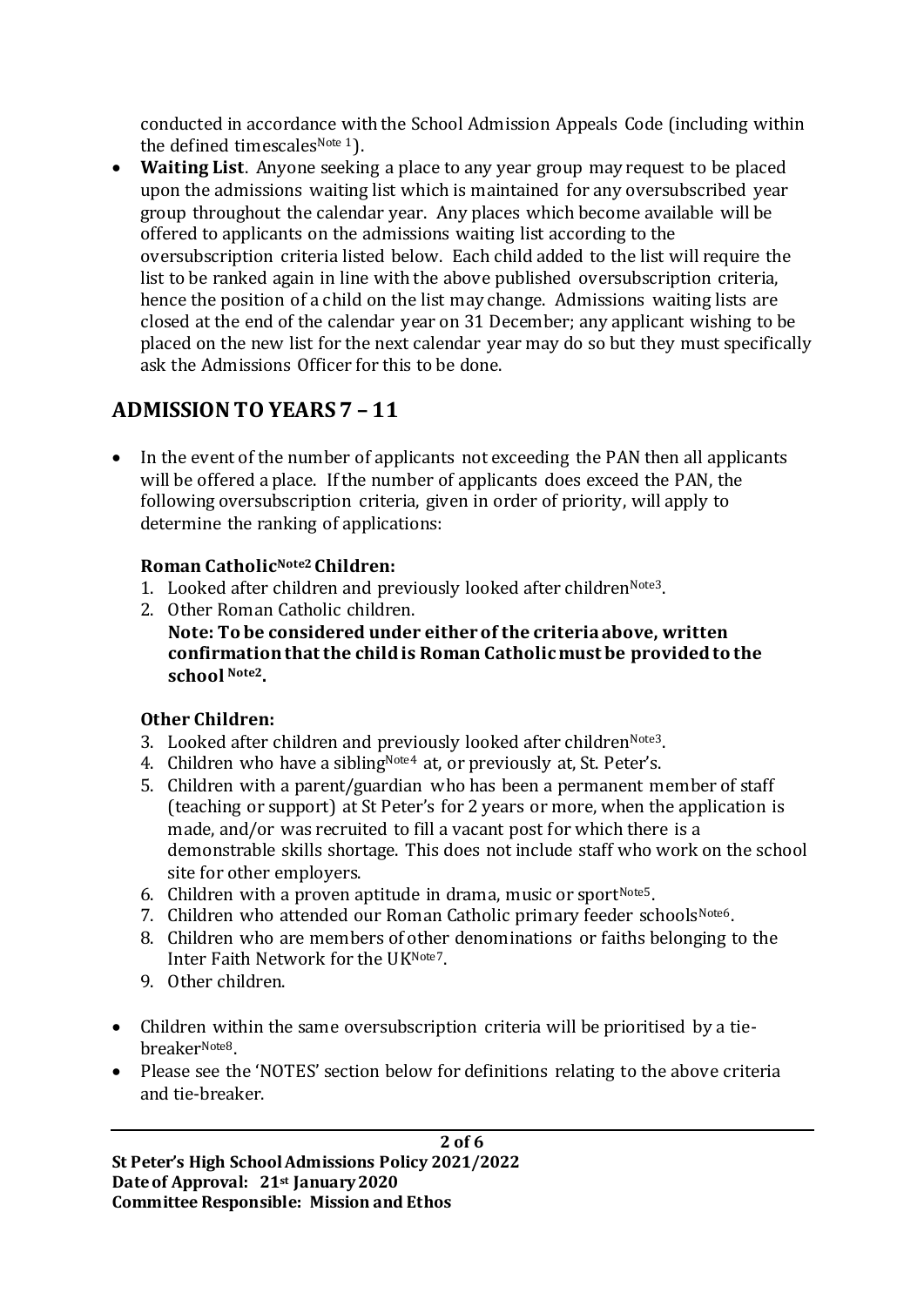conducted in accordance with the School Admission Appeals Code (including within the defined timescales[Note 1]).

- **Waiting List**. Anyone seeking a place to any year group may request to be placed upon the admissions waiting list which is maintained for any oversubscribed year group throughout the calendar year. Any places which become available will be offered to applicants on the admissions waiting list according to the oversubscription criteria listed below. Each child added to the list will require the list to be ranked again in line with the above published oversubscription criteria, hence the position of a child on the list may change. Admissions waiting lists are closed at the end of the calendar year on 31 December; any applicant wishing to be placed on the new list for the next calendar year may do so but they must specifically ask the Admissions Officer for this to be done.

## ADMISSION TO YEARS 7 – 11

- In the event of the number of applicants not exceeding the PAN then all applicants will be offered a place. If the number of applicants does exceed the PAN, the following oversubscription criteria, given in order of priority, will apply to determine the ranking of applications:

**Roman Catholic[Note2] Children:**

1. Looked after children and previously looked after children[Note3].
2. Other Roman Catholic children.

**Note: To be considered under either of the criteria above, written confirmation that the child is Roman Catholic must be provided to the school [Note2].**

**Other Children:**

3. Looked after children and previously looked after children[Note3].
4. Children who have a sibling[Note4] at, or previously at, St. Peter's.
5. Children with a parent/guardian who has been a permanent member of staff (teaching or support) at St Peter's for 2 years or more, when the application is made, and/or was recruited to fill a vacant post for which there is a demonstrable skills shortage. This does not include staff who work on the school site for other employers.
6. Children with a proven aptitude in drama, music or sport[Note5].
7. Children who attended our Roman Catholic primary feeder schools[Note6].
8. Children who are members of other denominations or faiths belonging to the Inter Faith Network for the UK[Note7].
9. Other children.

- Children within the same oversubscription criteria will be prioritised by a tie-breaker[Note8].
- Please see the 'NOTES' section below for definitions relating to the above criteria and tie-breaker.

**St Peter's High School Admissions Policy 2021/2022**
**Date of Approval: 21st January 2020**
**Committee Responsible: Mission and Ethos**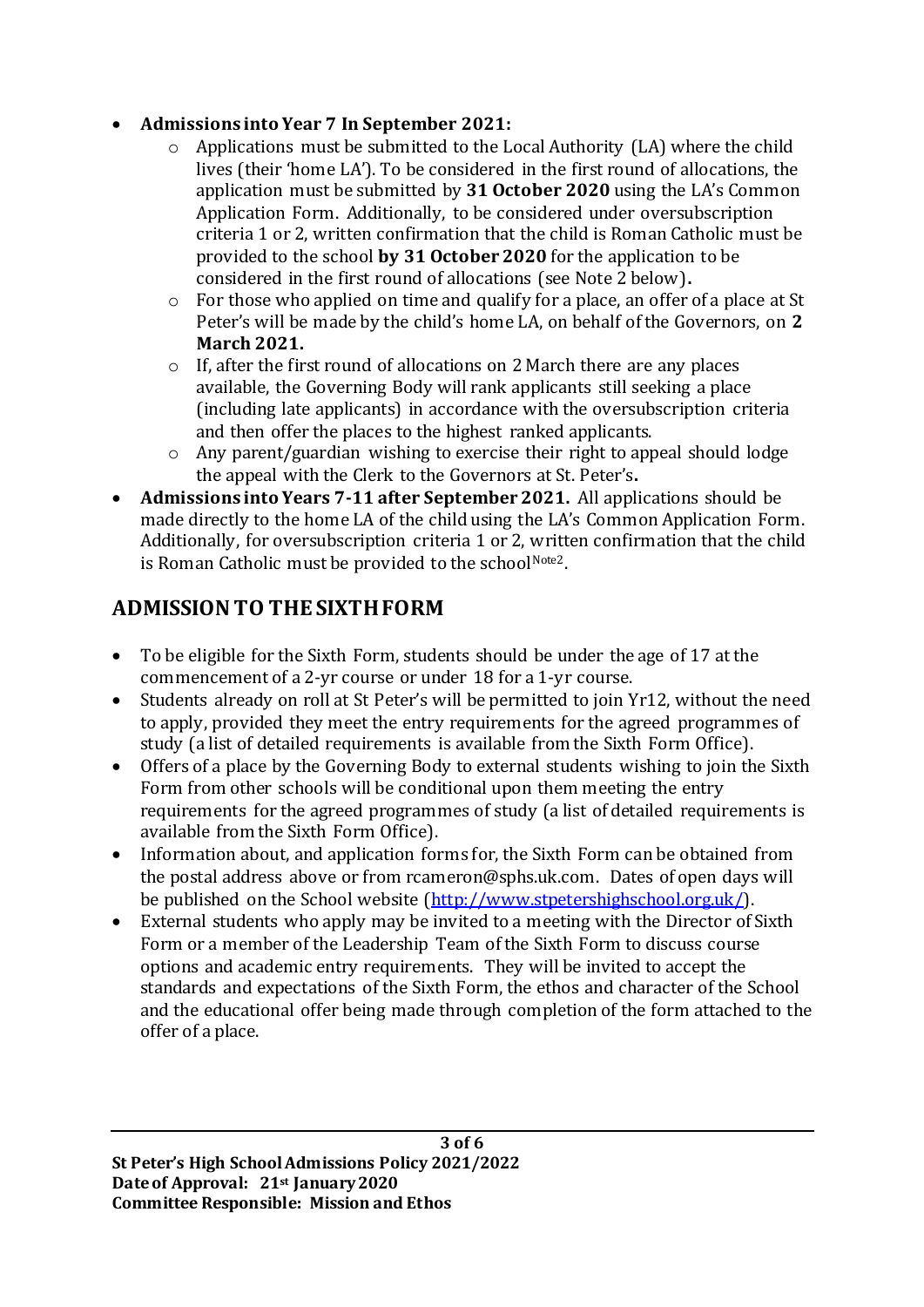- **Admissions into Year 7 In September 2021:**
    - Applications must be submitted to the Local Authority (LA) where the child lives (their 'home LA'). To be considered in the first round of allocations, the application must be submitted by **31 October 2020** using the LA's Common Application Form. Additionally, to be considered under oversubscription criteria 1 or 2, written confirmation that the child is Roman Catholic must be provided to the school **by 31 October 2020** for the application to be considered in the first round of allocations (see Note 2 below)**.**
    - For those who applied on time and qualify for a place, an offer of a place at St Peter's will be made by the child's home LA, on behalf of the Governors, on **2 March 2021.**
    - If, after the first round of allocations on 2 March there are any places available, the Governing Body will rank applicants still seeking a place (including late applicants) in accordance with the oversubscription criteria and then offer the places to the highest ranked applicants.
    - Any parent/guardian wishing to exercise their right to appeal should lodge the appeal with the Clerk to the Governors at St. Peter's**.**
- **Admissions into Years 7-11 after September 2021.** All applications should be made directly to the home LA of the child using the LA's Common Application Form. Additionally, for oversubscription criteria 1 or 2, written confirmation that the child is Roman Catholic must be provided to the school[Note2].

## ADMISSION TO THE SIXTH FORM

- To be eligible for the Sixth Form, students should be under the age of 17 at the commencement of a 2-yr course or under 18 for a 1-yr course.
- Students already on roll at St Peter's will be permitted to join Yr12, without the need to apply, provided they meet the entry requirements for the agreed programmes of study (a list of detailed requirements is available from the Sixth Form Office).
- Offers of a place by the Governing Body to external students wishing to join the Sixth Form from other schools will be conditional upon them meeting the entry requirements for the agreed programmes of study (a list of detailed requirements is available from the Sixth Form Office).
- Information about, and application forms for, the Sixth Form can be obtained from the postal address above or from rcameron@sphs.uk.com. Dates of open days will be published on the School website (http://www.stpetershighschool.org.uk/).
- External students who apply may be invited to a meeting with the Director of Sixth Form or a member of the Leadership Team of the Sixth Form to discuss course options and academic entry requirements. They will be invited to accept the standards and expectations of the Sixth Form, the ethos and character of the School and the educational offer being made through completion of the form attached to the offer of a place.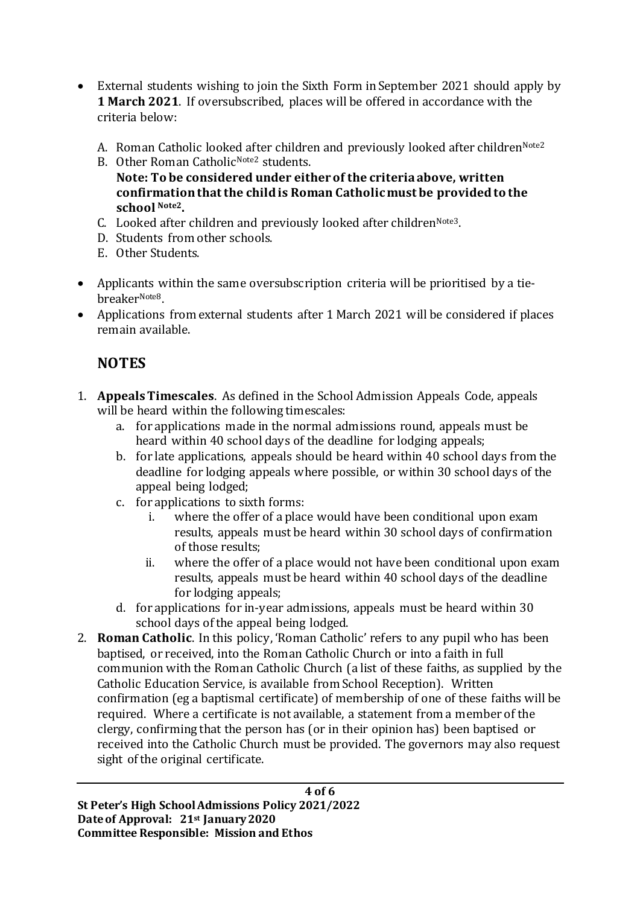- External students wishing to join the Sixth Form in September 2021 should apply by **1 March 2021**. If oversubscribed, places will be offered in accordance with the criteria below:

  A. Roman Catholic looked after children and previously looked after children[Note2]

  B. Other Roman Catholic[Note2] students.

  **Note: To be considered under either of the criteria above, written confirmation that the child is Roman Catholic must be provided to the school [Note2].**

  C. Looked after children and previously looked after children[Note3].

  D. Students from other schools.

  E. Other Students.

- Applicants within the same oversubscription criteria will be prioritised by a tie-breaker[Note8].
- Applications from external students after 1 March 2021 will be considered if places remain available.

## NOTES

1. **Appeals Timescales**. As defined in the School Admission Appeals Code, appeals will be heard within the following timescales:
   a. for applications made in the normal admissions round, appeals must be heard within 40 school days of the deadline for lodging appeals;
   b. for late applications, appeals should be heard within 40 school days from the deadline for lodging appeals where possible, or within 30 school days of the appeal being lodged;
   c. for applications to sixth forms:
      i. where the offer of a place would have been conditional upon exam results, appeals must be heard within 30 school days of confirmation of those results;
      ii. where the offer of a place would not have been conditional upon exam results, appeals must be heard within 40 school days of the deadline for lodging appeals;
   d. for applications for in-year admissions, appeals must be heard within 30 school days of the appeal being lodged.
2. **Roman Catholic**. In this policy, 'Roman Catholic' refers to any pupil who has been baptised, or received, into the Roman Catholic Church or into a faith in full communion with the Roman Catholic Church (a list of these faiths, as supplied by the Catholic Education Service, is available from School Reception). Written confirmation (eg a baptismal certificate) of membership of one of these faiths will be required. Where a certificate is not available, a statement from a member of the clergy, confirming that the person has (or in their opinion has) been baptised or received into the Catholic Church must be provided. The governors may also request sight of the original certificate.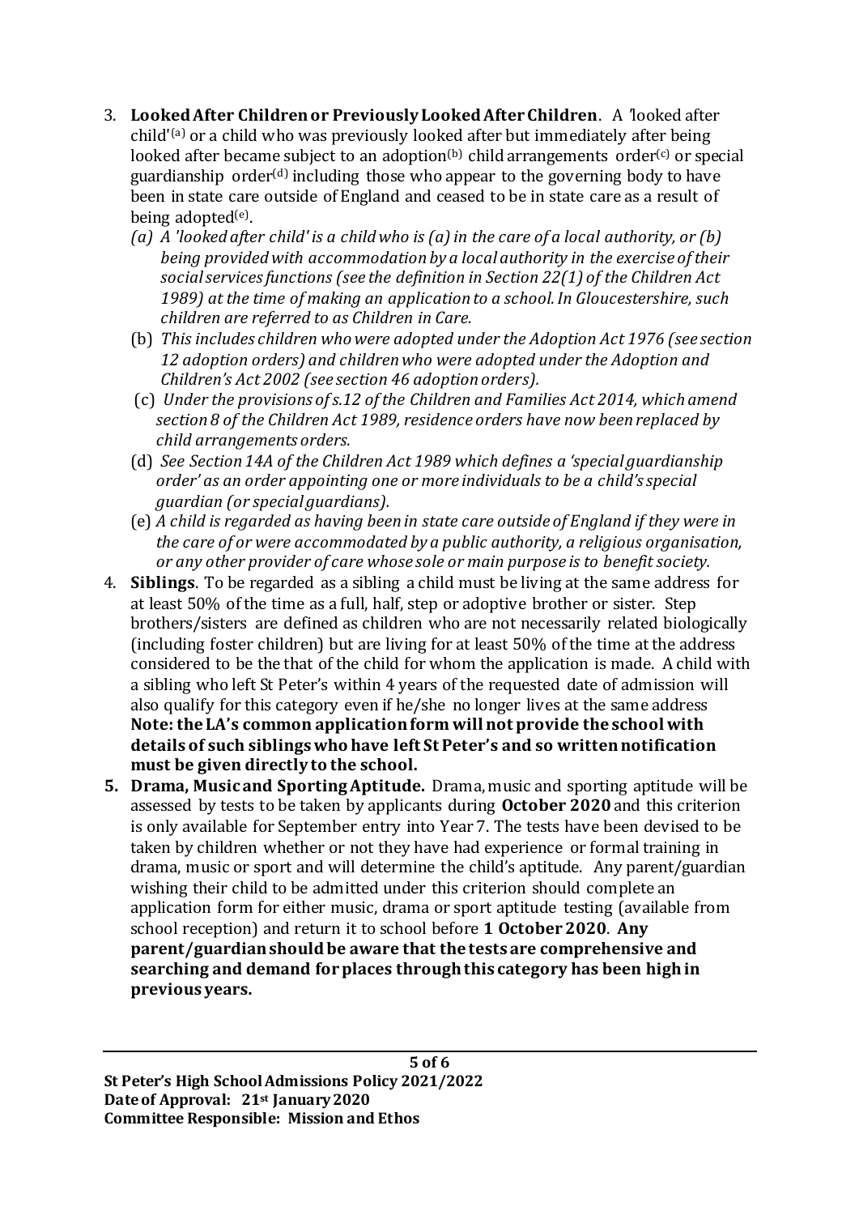3. **Looked After Children or Previously Looked After Children**. A 'looked after child'[(a)] or a child who was previously looked after but immediately after being looked after became subject to an adoption[(b)] child arrangements order[(c)] or special guardianship order[(d)] including those who appear to the governing body to have been in state care outside of England and ceased to be in state care as a result of being adopted[(e)].
   - *(a) A 'looked after child' is a child who is (a) in the care of a local authority, or (b) being provided with accommodation by a local authority in the exercise of their social services functions (see the definition in Section 22(1) of the Children Act 1989) at the time of making an application to a school. In Gloucestershire, such children are referred to as Children in Care.*
   - (b) *This includes children who were adopted under the Adoption Act 1976 (see section 12 adoption orders) and children who were adopted under the Adoption and Children's Act 2002 (see section 46 adoption orders).*
   - (c) *Under the provisions of s.12 of the Children and Families Act 2014, which amend section 8 of the Children Act 1989, residence orders have now been replaced by child arrangements orders.*
   - (d) *See Section 14A of the Children Act 1989 which defines a 'special guardianship order' as an order appointing one or more individuals to be a child's special guardian (or special guardians).*
   - (e) *A child is regarded as having been in state care outside of England if they were in the care of or were accommodated by a public authority, a religious organisation, or any other provider of care whose sole or main purpose is to benefit society.*
4. **Siblings**. To be regarded as a sibling a child must be living at the same address for at least 50% of the time as a full, half, step or adoptive brother or sister. Step brothers/sisters are defined as children who are not necessarily related biologically (including foster children) but are living for at least 50% of the time at the address considered to be the that of the child for whom the application is made. A child with a sibling who left St Peter's within 4 years of the requested date of admission will also qualify for this category even if he/she no longer lives at the same address **Note: the LA's common application form will not provide the school with details of such siblings who have left St Peter's and so written notification must be given directly to the school.**
5. **Drama, Music and Sporting Aptitude.** Drama, music and sporting aptitude will be assessed by tests to be taken by applicants during **October 2020** and this criterion is only available for September entry into Year 7. The tests have been devised to be taken by children whether or not they have had experience or formal training in drama, music or sport and will determine the child's aptitude. Any parent/guardian wishing their child to be admitted under this criterion should complete an application form for either music, drama or sport aptitude testing (available from school reception) and return it to school before **1 October 2020**. **Any parent/guardian should be aware that the tests are comprehensive and searching and demand for places through this category has been high in previous years.**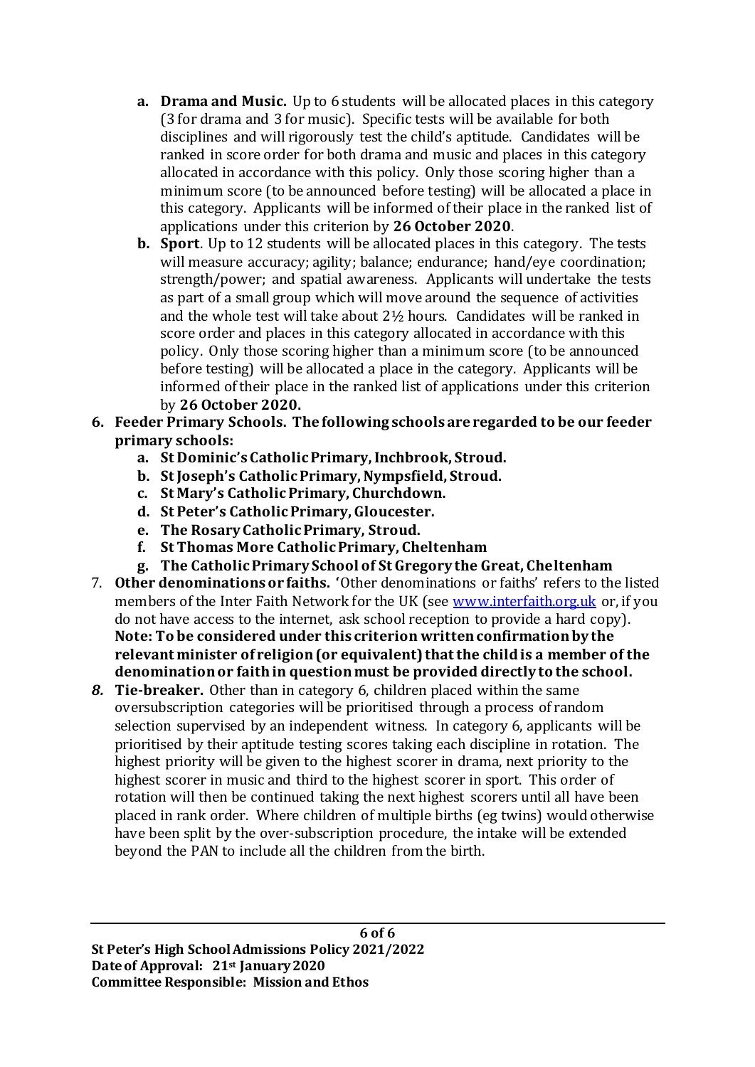a. **Drama and Music.** Up to 6 students will be allocated places in this category (3 for drama and 3 for music). Specific tests will be available for both disciplines and will rigorously test the child's aptitude. Candidates will be ranked in score order for both drama and music and places in this category allocated in accordance with this policy. Only those scoring higher than a minimum score (to be announced before testing) will be allocated a place in this category. Applicants will be informed of their place in the ranked list of applications under this criterion by **26 October 2020**.
   b. **Sport**. Up to 12 students will be allocated places in this category. The tests will measure accuracy; agility; balance; endurance; hand/eye coordination; strength/power; and spatial awareness. Applicants will undertake the tests as part of a small group which will move around the sequence of activities and the whole test will take about 2½ hours. Candidates will be ranked in score order and places in this category allocated in accordance with this policy. Only those scoring higher than a minimum score (to be announced before testing) will be allocated a place in the category. Applicants will be informed of their place in the ranked list of applications under this criterion by **26 October 2020.**

6. **Feeder Primary Schools. The following schools are regarded to be our feeder primary schools:**
   a. **St Dominic's Catholic Primary, Inchbrook, Stroud.**
   b. **St Joseph's Catholic Primary, Nympsfield, Stroud.**
   c. **St Mary's Catholic Primary, Churchdown.**
   d. **St Peter's Catholic Primary, Gloucester.**
   e. **The Rosary Catholic Primary, Stroud.**
   f. **St Thomas More Catholic Primary, Cheltenham**
   g. **The Catholic Primary School of St Gregory the Great, Cheltenham**
7. **Other denominations or faiths.** 'Other denominations or faiths' refers to the listed members of the Inter Faith Network for the UK (see [www.interfaith.org.uk](http://www.interfaith.org.uk) or, if you do not have access to the internet, ask school reception to provide a hard copy). **Note: To be considered under this criterion written confirmation by the relevant minister of religion (or equivalent) that the child is a member of the denomination or faith in question must be provided directly to the school.**
8. **Tie-breaker.** Other than in category 6, children placed within the same oversubscription categories will be prioritised through a process of random selection supervised by an independent witness. In category 6, applicants will be prioritised by their aptitude testing scores taking each discipline in rotation. The highest priority will be given to the highest scorer in drama, next priority to the highest scorer in music and third to the highest scorer in sport. This order of rotation will then be continued taking the next highest scorers until all have been placed in rank order. Where children of multiple births (eg twins) would otherwise have been split by the over-subscription procedure, the intake will be extended beyond the PAN to include all the children from the birth.